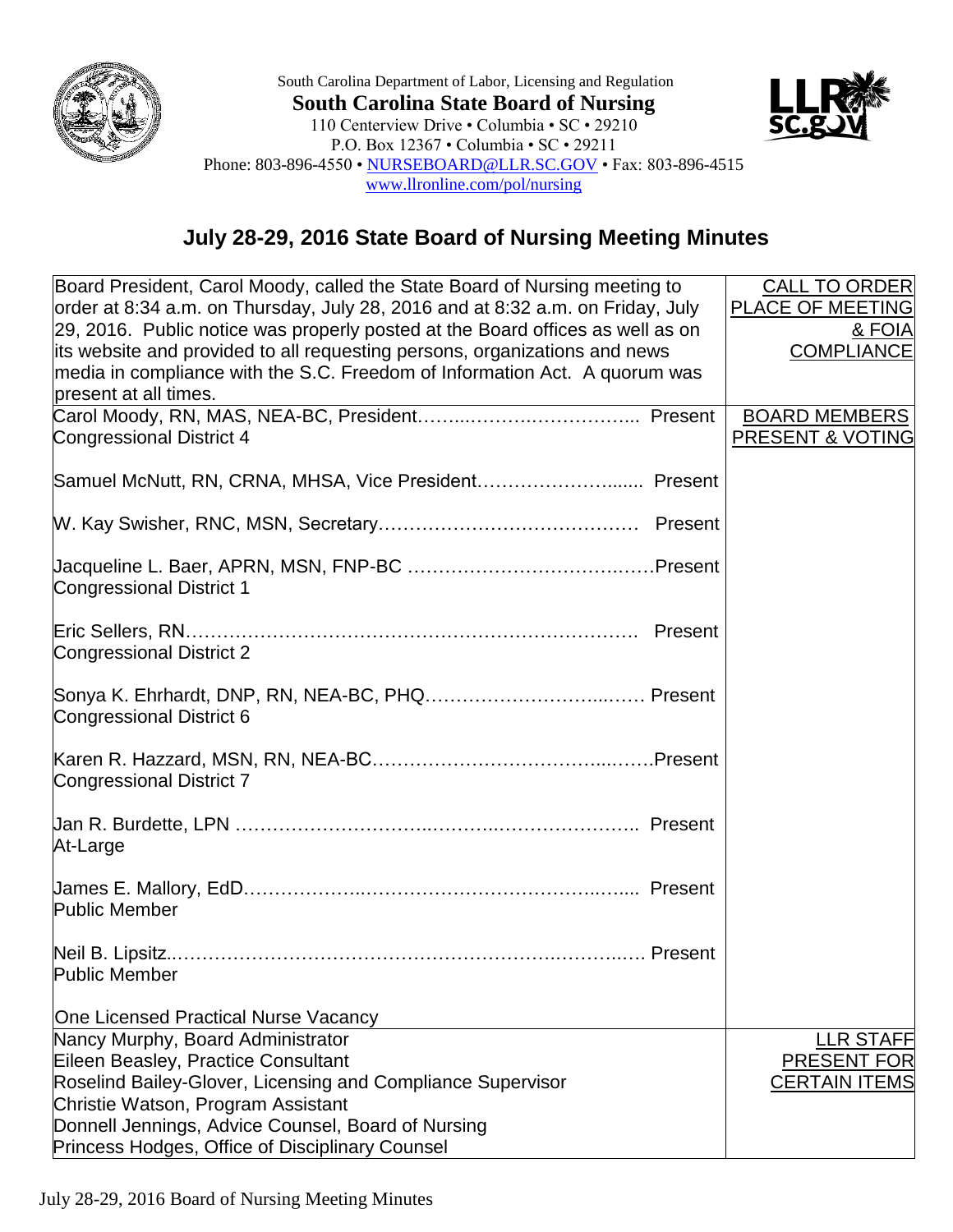South Carolina Department of Labor, Licensing and Regulation

**South Carolina State Board of Nursing**

110 Centerview Drive • Columbia • SC • 29210
P.O. Box 12367 • Columbia • SC • 29211
Phone: 803-896-4550 • NURSEBOARD@LLR.SC.GOV • Fax: 803-896-4515
www.llronline.com/pol/nursing

## July 28-29, 2016 State Board of Nursing Meeting Minutes

| | |
|---|---|
| Board President, Carol Moody, called the State Board of Nursing meeting to order at 8:34 a.m. on Thursday, July 28, 2016 and at 8:32 a.m. on Friday, July 29, 2016. Public notice was properly posted at the Board offices as well as on its website and provided to all requesting persons, organizations and news media in compliance with the S.C. Freedom of Information Act. A quorum was present at all times. | CALL TO ORDER PLACE OF MEETING & FOIA COMPLIANCE |
| Carol Moody, RN, MAS, NEA-BC, President…………………………………... Present<br>Congressional District 4<br><br>Samuel McNutt, RN, CRNA, MHSA, Vice President……………………...... Present<br><br>W. Kay Swisher, RNC, MSN, Secretary…………………………………… Present<br><br>Jacqueline L. Baer, APRN, MSN, FNP-BC ……………………………..……Present<br>Congressional District 1<br><br>Eric Sellers, RN……………………………………………………………… Present<br>Congressional District 2<br><br>Sonya K. Ehrhardt, DNP, RN, NEA-BC, PHQ……………………….....…. Present<br>Congressional District 6<br><br>Karen R. Hazzard, MSN, RN, NEA-BC………………………………...…….Present<br>Congressional District 7<br><br>Jan R. Burdette, LPN ………………………...……….………………….. Present<br>At-Large<br><br>James E. Mallory, EdD………………..……………………………...…..... Present<br>Public Member<br><br>Neil B. Lipsitz..………………………………………………….……….…. Present<br>Public Member<br><br>One Licensed Practical Nurse Vacancy | BOARD MEMBERS PRESENT & VOTING |
| Nancy Murphy, Board Administrator<br>Eileen Beasley, Practice Consultant<br>Roselind Bailey-Glover, Licensing and Compliance Supervisor<br>Christie Watson, Program Assistant<br>Donnell Jennings, Advice Counsel, Board of Nursing<br>Princess Hodges, Office of Disciplinary Counsel | LLR STAFF PRESENT FOR CERTAIN ITEMS |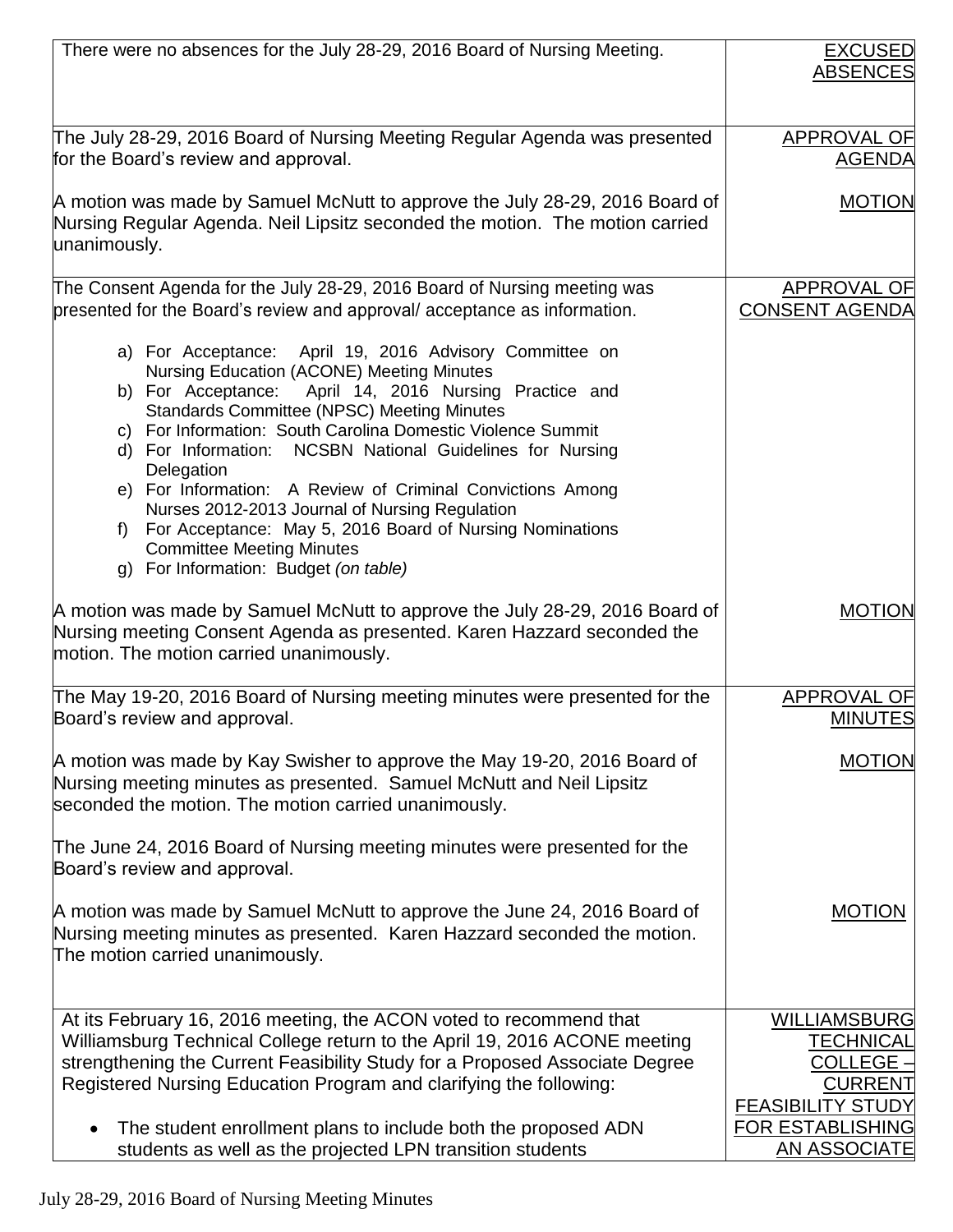| | |
|---|---|
| There were no absences for the July 28-29, 2016 Board of Nursing Meeting. | EXCUSED ABSENCES |
| The July 28-29, 2016 Board of Nursing Meeting Regular Agenda was presented for the Board's review and approval. | APPROVAL OF AGENDA |
| A motion was made by Samuel McNutt to approve the July 28-29, 2016 Board of Nursing Regular Agenda. Neil Lipsitz seconded the motion. The motion carried unanimously. | MOTION |
| The Consent Agenda for the July 28-29, 2016 Board of Nursing meeting was presented for the Board's review and approval/ acceptance as information.<br><br>a) For Acceptance: April 19, 2016 Advisory Committee on Nursing Education (ACONE) Meeting Minutes<br>b) For Acceptance: April 14, 2016 Nursing Practice and Standards Committee (NPSC) Meeting Minutes<br>c) For Information: South Carolina Domestic Violence Summit<br>d) For Information: NCSBN National Guidelines for Nursing Delegation<br>e) For Information: A Review of Criminal Convictions Among Nurses 2012-2013 Journal of Nursing Regulation<br>f) For Acceptance: May 5, 2016 Board of Nursing Nominations Committee Meeting Minutes<br>g) For Information: Budget *(on table)* | APPROVAL OF CONSENT AGENDA |
| A motion was made by Samuel McNutt to approve the July 28-29, 2016 Board of Nursing meeting Consent Agenda as presented. Karen Hazzard seconded the motion. The motion carried unanimously. | MOTION |
| The May 19-20, 2016 Board of Nursing meeting minutes were presented for the Board's review and approval. | APPROVAL OF MINUTES |
| A motion was made by Kay Swisher to approve the May 19-20, 2016 Board of Nursing meeting minutes as presented. Samuel McNutt and Neil Lipsitz seconded the motion. The motion carried unanimously. | MOTION |
| The June 24, 2016 Board of Nursing meeting minutes were presented for the Board's review and approval. | |
| A motion was made by Samuel McNutt to approve the June 24, 2016 Board of Nursing meeting minutes as presented. Karen Hazzard seconded the motion. The motion carried unanimously. | MOTION |
| At its February 16, 2016 meeting, the ACON voted to recommend that Williamsburg Technical College return to the April 19, 2016 ACONE meeting strengthening the Current Feasibility Study for a Proposed Associate Degree Registered Nursing Education Program and clarifying the following:<br><br>• The student enrollment plans to include both the proposed ADN students as well as the projected LPN transition students | WILLIAMSBURG TECHNICAL COLLEGE – CURRENT FEASIBILITY STUDY FOR ESTABLISHING AN ASSOCIATE |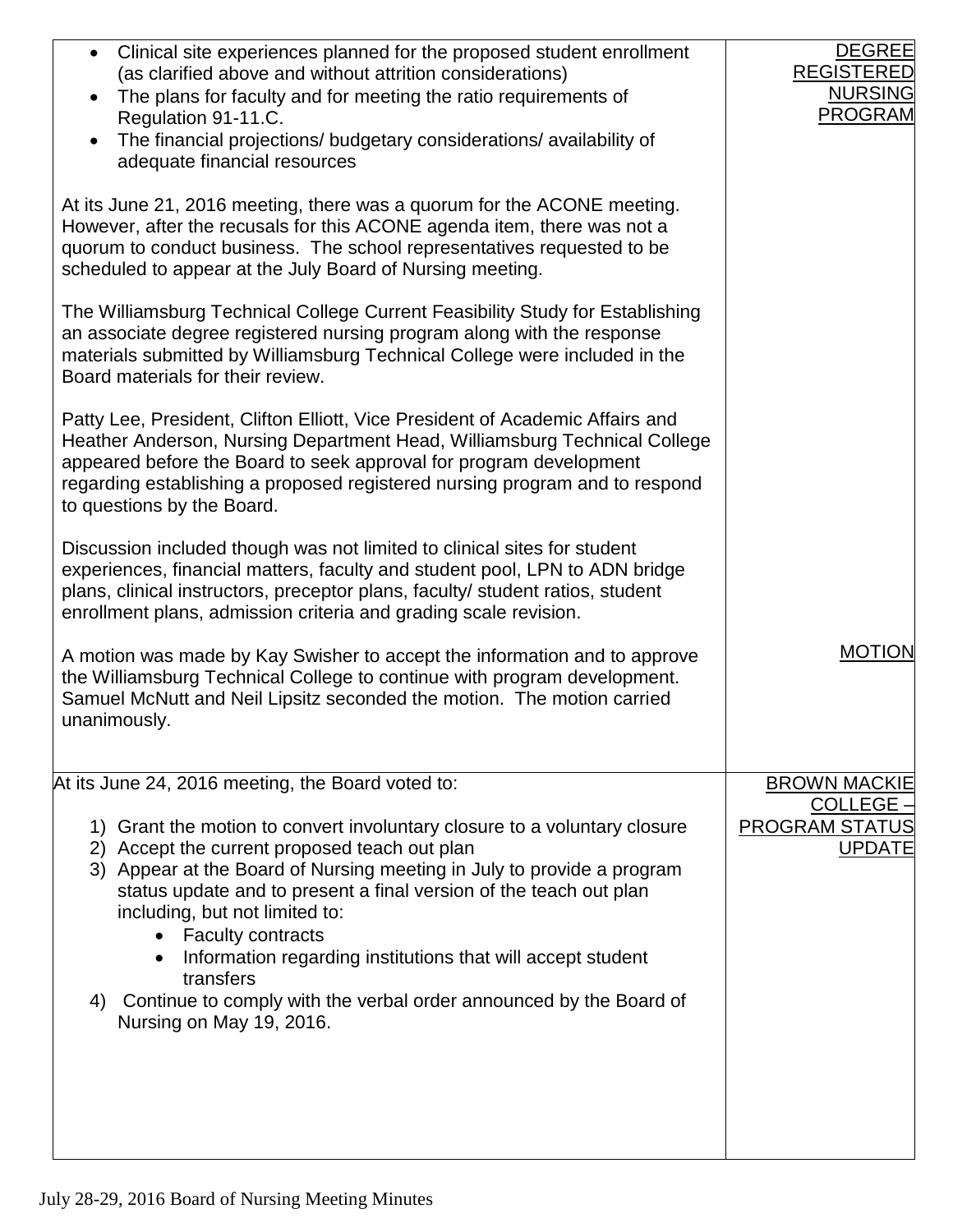| | |
|---|---|
| • Clinical site experiences planned for the proposed student enrollment (as clarified above and without attrition considerations)<br>• The plans for faculty and for meeting the ratio requirements of Regulation 91-11.C.<br>• The financial projections/ budgetary considerations/ availability of adequate financial resources<br><br>At its June 21, 2016 meeting, there was a quorum for the ACONE meeting. However, after the recusals for this ACONE agenda item, there was not a quorum to conduct business. The school representatives requested to be scheduled to appear at the July Board of Nursing meeting.<br><br>The Williamsburg Technical College Current Feasibility Study for Establishing an associate degree registered nursing program along with the response materials submitted by Williamsburg Technical College were included in the Board materials for their review.<br><br>Patty Lee, President, Clifton Elliott, Vice President of Academic Affairs and Heather Anderson, Nursing Department Head, Williamsburg Technical College appeared before the Board to seek approval for program development regarding establishing a proposed registered nursing program and to respond to questions by the Board.<br><br>Discussion included though was not limited to clinical sites for student experiences, financial matters, faculty and student pool, LPN to ADN bridge plans, clinical instructors, preceptor plans, faculty/ student ratios, student enrollment plans, admission criteria and grading scale revision. | DEGREE REGISTERED NURSING PROGRAM |
| A motion was made by Kay Swisher to accept the information and to approve the Williamsburg Technical College to continue with program development. Samuel McNutt and Neil Lipsitz seconded the motion. The motion carried unanimously. | MOTION |
| At its June 24, 2016 meeting, the Board voted to:<br><br>1) Grant the motion to convert involuntary closure to a voluntary closure<br>2) Accept the current proposed teach out plan<br>3) Appear at the Board of Nursing meeting in July to provide a program status update and to present a final version of the teach out plan including, but not limited to:<br>  • Faculty contracts<br>  • Information regarding institutions that will accept student transfers<br>4) Continue to comply with the verbal order announced by the Board of Nursing on May 19, 2016. | BROWN MACKIE COLLEGE – PROGRAM STATUS UPDATE |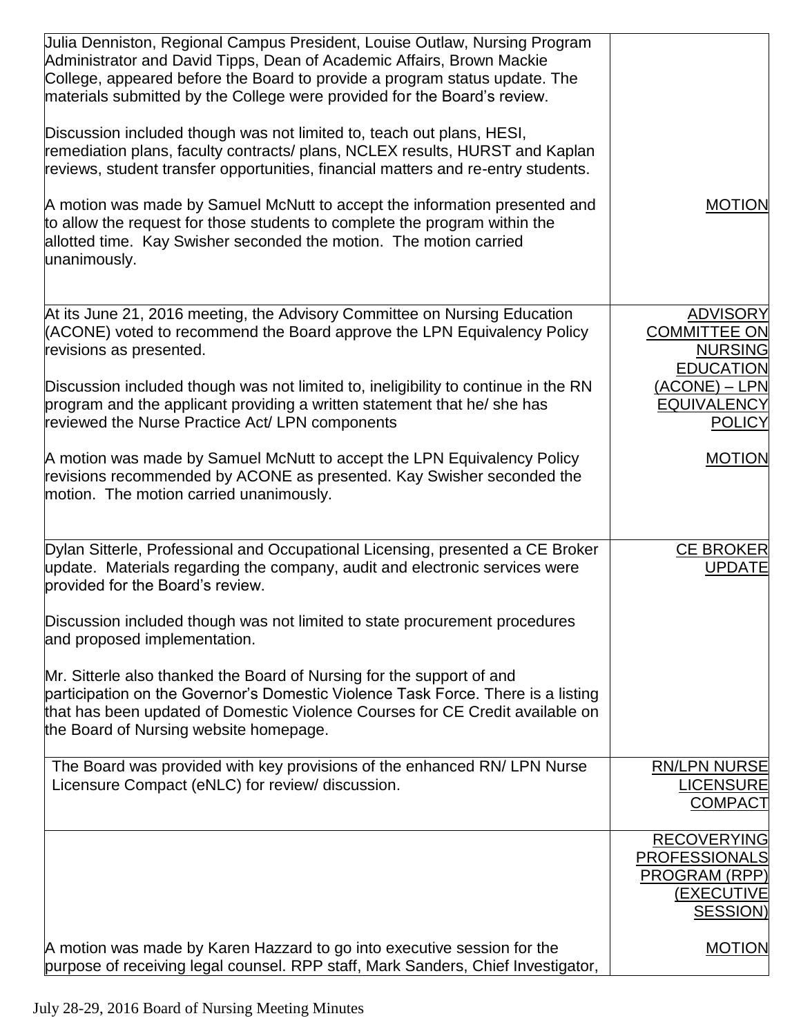| | |
|---|---|
| Julia Denniston, Regional Campus President, Louise Outlaw, Nursing Program Administrator and David Tipps, Dean of Academic Affairs, Brown Mackie College, appeared before the Board to provide a program status update. The materials submitted by the College were provided for the Board's review.<br><br>Discussion included though was not limited to, teach out plans, HESI, remediation plans, faculty contracts/ plans, NCLEX results, HURST and Kaplan reviews, student transfer opportunities, financial matters and re-entry students.<br><br>A motion was made by Samuel McNutt to accept the information presented and to allow the request for those students to complete the program within the allotted time. Kay Swisher seconded the motion. The motion carried unanimously. | <br><br><br><br><br><br><br>MOTION |
| At its June 21, 2016 meeting, the Advisory Committee on Nursing Education (ACONE) voted to recommend the Board approve the LPN Equivalency Policy revisions as presented.<br><br>Discussion included though was not limited to, ineligibility to continue in the RN program and the applicant providing a written statement that he/ she has reviewed the Nurse Practice Act/ LPN components<br><br>A motion was made by Samuel McNutt to accept the LPN Equivalency Policy revisions recommended by ACONE as presented. Kay Swisher seconded the motion. The motion carried unanimously. | ADVISORY COMMITTEE ON NURSING EDUCATION (ACONE) – LPN EQUIVALENCY POLICY<br><br>MOTION |
| Dylan Sitterle, Professional and Occupational Licensing, presented a CE Broker update. Materials regarding the company, audit and electronic services were provided for the Board's review.<br><br>Discussion included though was not limited to state procurement procedures and proposed implementation.<br><br>Mr. Sitterle also thanked the Board of Nursing for the support of and participation on the Governor's Domestic Violence Task Force. There is a listing that has been updated of Domestic Violence Courses for CE Credit available on the Board of Nursing website homepage. | CE BROKER UPDATE |
| The Board was provided with key provisions of the enhanced RN/ LPN Nurse Licensure Compact (eNLC) for review/ discussion. | RN/LPN NURSE LICENSURE COMPACT |
| <br><br><br><br><br>A motion was made by Karen Hazzard to go into executive session for the purpose of receiving legal counsel. RPP staff, Mark Sanders, Chief Investigator, | RECOVERYING PROFESSIONALS PROGRAM (RPP) (EXECUTIVE SESSION)<br><br>MOTION |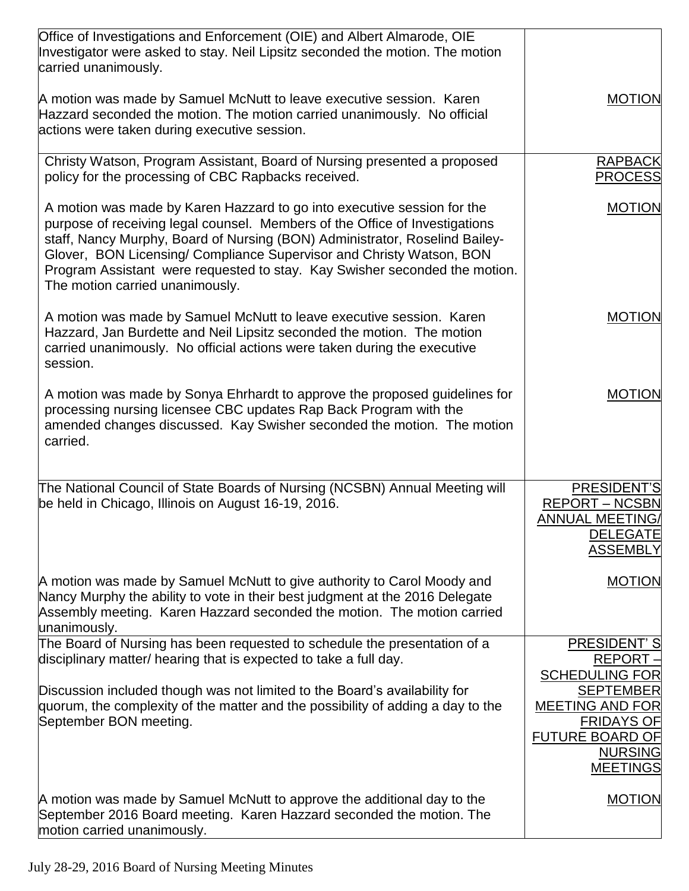| | |
|---|---|
| Office of Investigations and Enforcement (OIE) and Albert Almarode, OIE Investigator were asked to stay. Neil Lipsitz seconded the motion. The motion carried unanimously. | |
| A motion was made by Samuel McNutt to leave executive session. Karen Hazzard seconded the motion. The motion carried unanimously. No official actions were taken during executive session. | MOTION |
| Christy Watson, Program Assistant, Board of Nursing presented a proposed policy for the processing of CBC Rapbacks received. | RAPBACK PROCESS |
| A motion was made by Karen Hazzard to go into executive session for the purpose of receiving legal counsel. Members of the Office of Investigations staff, Nancy Murphy, Board of Nursing (BON) Administrator, Roselind Bailey-Glover, BON Licensing/ Compliance Supervisor and Christy Watson, BON Program Assistant were requested to stay. Kay Swisher seconded the motion. The motion carried unanimously. | MOTION |
| A motion was made by Samuel McNutt to leave executive session. Karen Hazzard, Jan Burdette and Neil Lipsitz seconded the motion. The motion carried unanimously. No official actions were taken during the executive session. | MOTION |
| A motion was made by Sonya Ehrhardt to approve the proposed guidelines for processing nursing licensee CBC updates Rap Back Program with the amended changes discussed. Kay Swisher seconded the motion. The motion carried. | MOTION |
| The National Council of State Boards of Nursing (NCSBN) Annual Meeting will be held in Chicago, Illinois on August 16-19, 2016. | PRESIDENT'S REPORT – NCSBN ANNUAL MEETING/ DELEGATE ASSEMBLY |
| A motion was made by Samuel McNutt to give authority to Carol Moody and Nancy Murphy the ability to vote in their best judgment at the 2016 Delegate Assembly meeting. Karen Hazzard seconded the motion. The motion carried unanimously. | MOTION |
| The Board of Nursing has been requested to schedule the presentation of a disciplinary matter/ hearing that is expected to take a full day.<br><br>Discussion included though was not limited to the Board's availability for quorum, the complexity of the matter and the possibility of adding a day to the September BON meeting. | PRESIDENT' S REPORT – SCHEDULING FOR SEPTEMBER MEETING AND FOR FRIDAYS OF FUTURE BOARD OF NURSING MEETINGS |
| A motion was made by Samuel McNutt to approve the additional day to the September 2016 Board meeting. Karen Hazzard seconded the motion. The motion carried unanimously. | MOTION |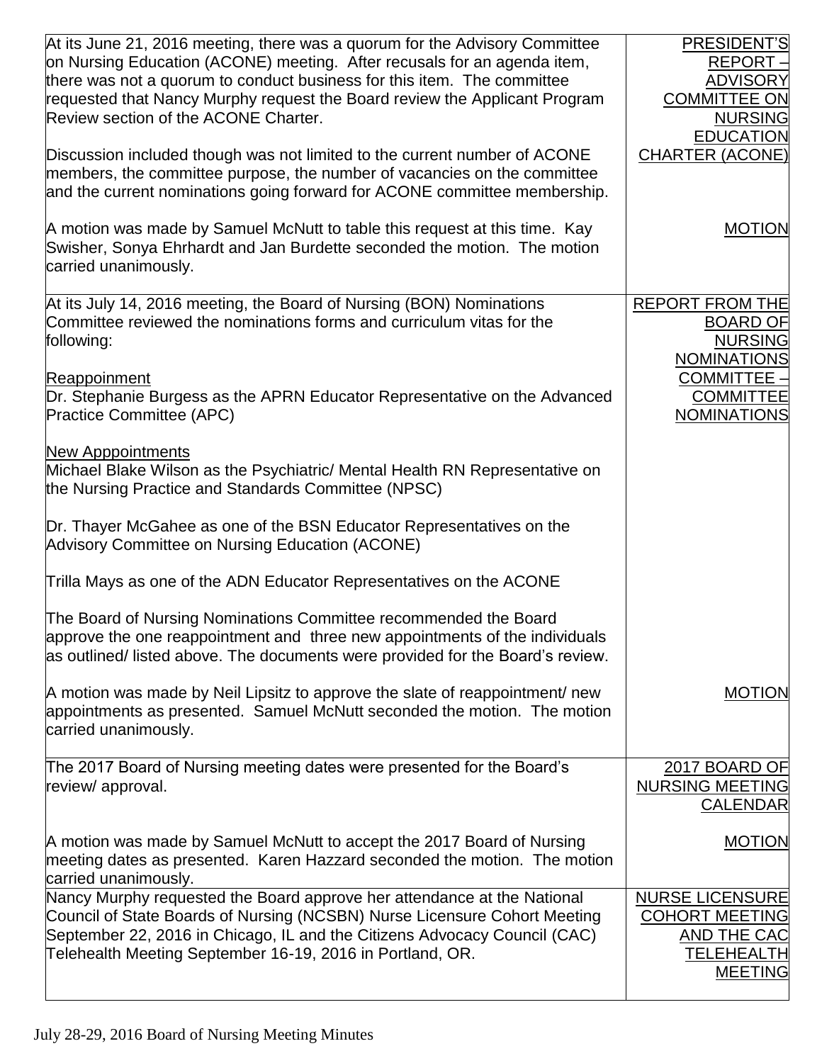| | |
|---|---|
| At its June 21, 2016 meeting, there was a quorum for the Advisory Committee on Nursing Education (ACONE) meeting. After recusals for an agenda item, there was not a quorum to conduct business for this item. The committee requested that Nancy Murphy request the Board review the Applicant Program Review section of the ACONE Charter.<br><br>Discussion included though was not limited to the current number of ACONE members, the committee purpose, the number of vacancies on the committee and the current nominations going forward for ACONE committee membership. | PRESIDENT'S REPORT – ADVISORY COMMITTEE ON NURSING EDUCATION CHARTER (ACONE) |
| A motion was made by Samuel McNutt to table this request at this time. Kay Swisher, Sonya Ehrhardt and Jan Burdette seconded the motion. The motion carried unanimously. | MOTION |
| At its July 14, 2016 meeting, the Board of Nursing (BON) Nominations Committee reviewed the nominations forms and curriculum vitas for the following:<br><br>Reappoinment<br>Dr. Stephanie Burgess as the APRN Educator Representative on the Advanced Practice Committee (APC)<br><br>New Apppointments<br>Michael Blake Wilson as the Psychiatric/ Mental Health RN Representative on the Nursing Practice and Standards Committee (NPSC)<br><br>Dr. Thayer McGahee as one of the BSN Educator Representatives on the Advisory Committee on Nursing Education (ACONE)<br><br>Trilla Mays as one of the ADN Educator Representatives on the ACONE<br><br>The Board of Nursing Nominations Committee recommended the Board approve the one reappointment and three new appointments of the individuals as outlined/ listed above. The documents were provided for the Board's review. | REPORT FROM THE BOARD OF NURSING NOMINATIONS COMMITTEE – COMMITTEE NOMINATIONS |
| A motion was made by Neil Lipsitz to approve the slate of reappointment/ new appointments as presented. Samuel McNutt seconded the motion. The motion carried unanimously. | MOTION |
| The 2017 Board of Nursing meeting dates were presented for the Board's review/ approval. | 2017 BOARD OF NURSING MEETING CALENDAR |
| A motion was made by Samuel McNutt to accept the 2017 Board of Nursing meeting dates as presented. Karen Hazzard seconded the motion. The motion carried unanimously. | MOTION |
| Nancy Murphy requested the Board approve her attendance at the National Council of State Boards of Nursing (NCSBN) Nurse Licensure Cohort Meeting September 22, 2016 in Chicago, IL and the Citizens Advocacy Council (CAC) Telehealth Meeting September 16-19, 2016 in Portland, OR. | NURSE LICENSURE COHORT MEETING AND THE CAC TELEHEALTH MEETING |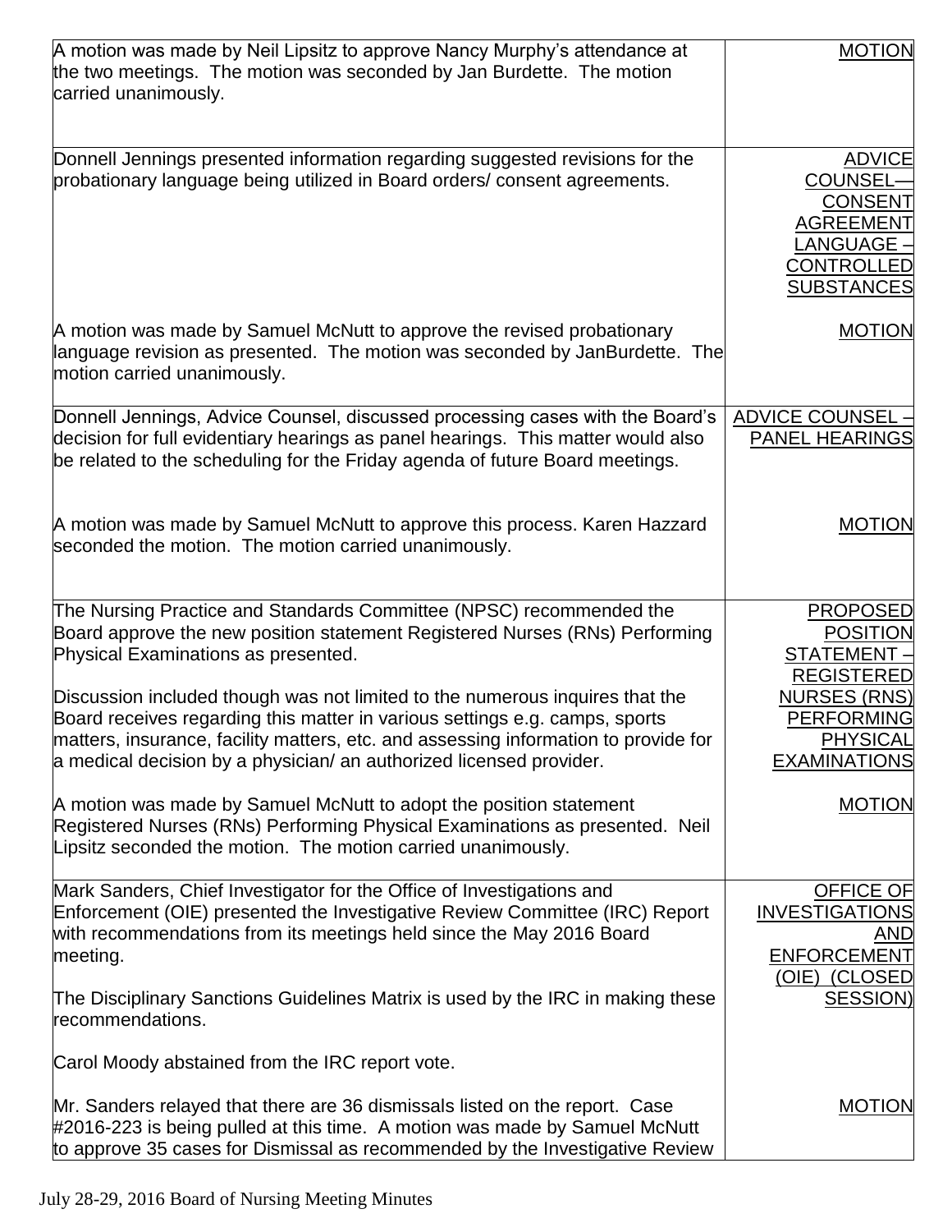| | |
|---|---|
| A motion was made by Neil Lipsitz to approve Nancy Murphy's attendance at the two meetings. The motion was seconded by Jan Burdette. The motion carried unanimously. | MOTION |
| Donnell Jennings presented information regarding suggested revisions for the probationary language being utilized in Board orders/ consent agreements.<br><br>A motion was made by Samuel McNutt to approve the revised probationary language revision as presented. The motion was seconded by JanBurdette. The motion carried unanimously. | ADVICE COUNSEL— CONSENT AGREEMENT LANGUAGE – CONTROLLED SUBSTANCES<br><br>MOTION |
| Donnell Jennings, Advice Counsel, discussed processing cases with the Board's decision for full evidentiary hearings as panel hearings. This matter would also be related to the scheduling for the Friday agenda of future Board meetings.<br><br>A motion was made by Samuel McNutt to approve this process. Karen Hazzard seconded the motion. The motion carried unanimously. | ADVICE COUNSEL – PANEL HEARINGS<br><br>MOTION |
| The Nursing Practice and Standards Committee (NPSC) recommended the Board approve the new position statement Registered Nurses (RNs) Performing Physical Examinations as presented.<br><br>Discussion included though was not limited to the numerous inquires that the Board receives regarding this matter in various settings e.g. camps, sports matters, insurance, facility matters, etc. and assessing information to provide for a medical decision by a physician/ an authorized licensed provider.<br><br>A motion was made by Samuel McNutt to adopt the position statement Registered Nurses (RNs) Performing Physical Examinations as presented. Neil Lipsitz seconded the motion. The motion carried unanimously. | PROPOSED POSITION STATEMENT – REGISTERED NURSES (RNS) PERFORMING PHYSICAL EXAMINATIONS<br><br>MOTION |
| Mark Sanders, Chief Investigator for the Office of Investigations and Enforcement (OIE) presented the Investigative Review Committee (IRC) Report with recommendations from its meetings held since the May 2016 Board meeting.<br><br>The Disciplinary Sanctions Guidelines Matrix is used by the IRC in making these recommendations.<br><br>Carol Moody abstained from the IRC report vote.<br><br>Mr. Sanders relayed that there are 36 dismissals listed on the report. Case #2016-223 is being pulled at this time. A motion was made by Samuel McNutt to approve 35 cases for Dismissal as recommended by the Investigative Review | OFFICE OF INVESTIGATIONS AND ENFORCEMENT (OIE) (CLOSED SESSION)<br><br>MOTION |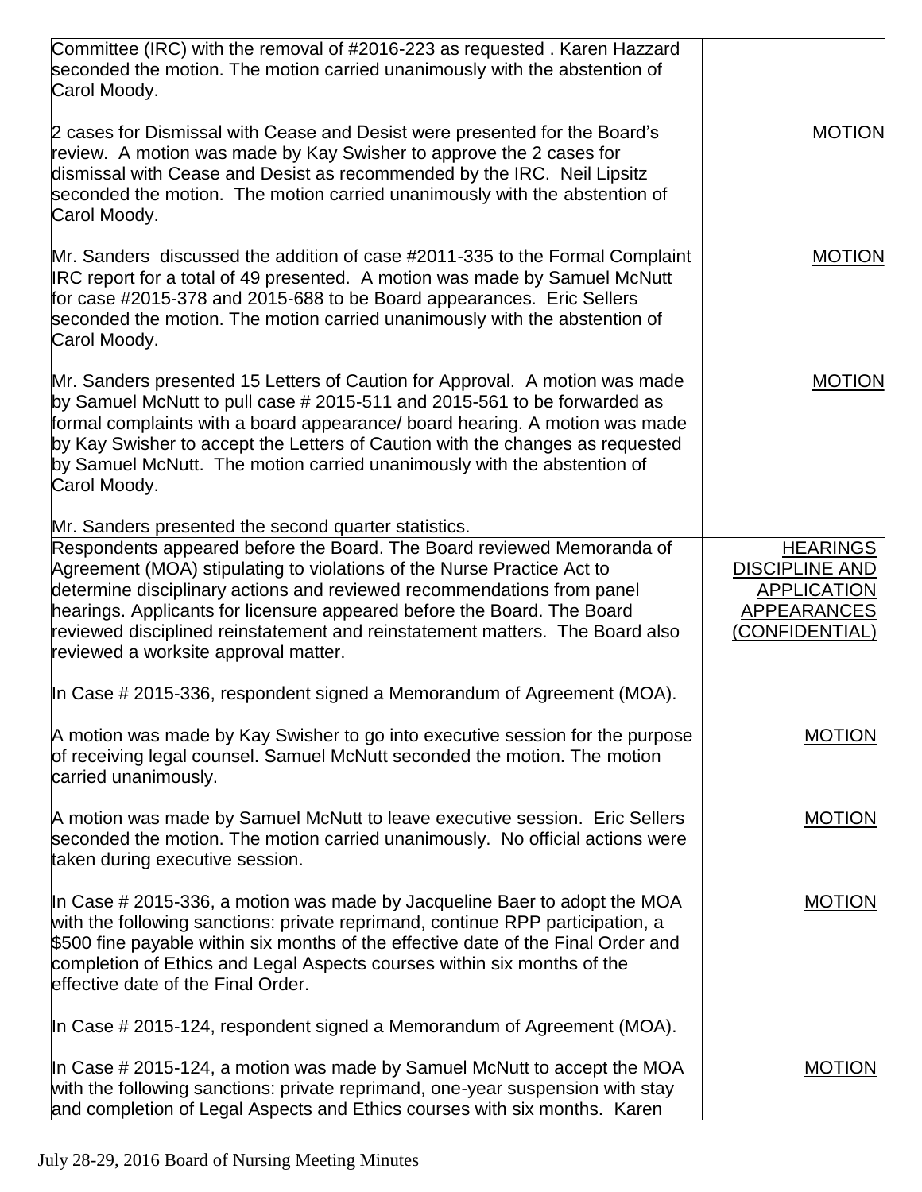| | |
|---|---|
| Committee (IRC) with the removal of #2016-223 as requested . Karen Hazzard seconded the motion. The motion carried unanimously with the abstention of Carol Moody. | |
| 2 cases for Dismissal with Cease and Desist were presented for the Board's review. A motion was made by Kay Swisher to approve the 2 cases for dismissal with Cease and Desist as recommended by the IRC. Neil Lipsitz seconded the motion. The motion carried unanimously with the abstention of Carol Moody. | MOTION |
| Mr. Sanders discussed the addition of case #2011-335 to the Formal Complaint IRC report for a total of 49 presented. A motion was made by Samuel McNutt for case #2015-378 and 2015-688 to be Board appearances. Eric Sellers seconded the motion. The motion carried unanimously with the abstention of Carol Moody. | MOTION |
| Mr. Sanders presented 15 Letters of Caution for Approval. A motion was made by Samuel McNutt to pull case # 2015-511 and 2015-561 to be forwarded as formal complaints with a board appearance/ board hearing. A motion was made by Kay Swisher to accept the Letters of Caution with the changes as requested by Samuel McNutt. The motion carried unanimously with the abstention of Carol Moody.<br><br>Mr. Sanders presented the second quarter statistics. | MOTION |
| Respondents appeared before the Board. The Board reviewed Memoranda of Agreement (MOA) stipulating to violations of the Nurse Practice Act to determine disciplinary actions and reviewed recommendations from panel hearings. Applicants for licensure appeared before the Board. The Board reviewed disciplined reinstatement and reinstatement matters. The Board also reviewed a worksite approval matter. | HEARINGS DISCIPLINE AND APPLICATION APPEARANCES (CONFIDENTIAL) |
| In Case # 2015-336, respondent signed a Memorandum of Agreement (MOA). | |
| A motion was made by Kay Swisher to go into executive session for the purpose of receiving legal counsel. Samuel McNutt seconded the motion. The motion carried unanimously. | MOTION |
| A motion was made by Samuel McNutt to leave executive session. Eric Sellers seconded the motion. The motion carried unanimously. No official actions were taken during executive session. | MOTION |
| In Case # 2015-336, a motion was made by Jacqueline Baer to adopt the MOA with the following sanctions: private reprimand, continue RPP participation, a $500 fine payable within six months of the effective date of the Final Order and completion of Ethics and Legal Aspects courses within six months of the effective date of the Final Order. | MOTION |
| In Case # 2015-124, respondent signed a Memorandum of Agreement (MOA). | |
| In Case # 2015-124, a motion was made by Samuel McNutt to accept the MOA with the following sanctions: private reprimand, one-year suspension with stay and completion of Legal Aspects and Ethics courses with six months. Karen | MOTION |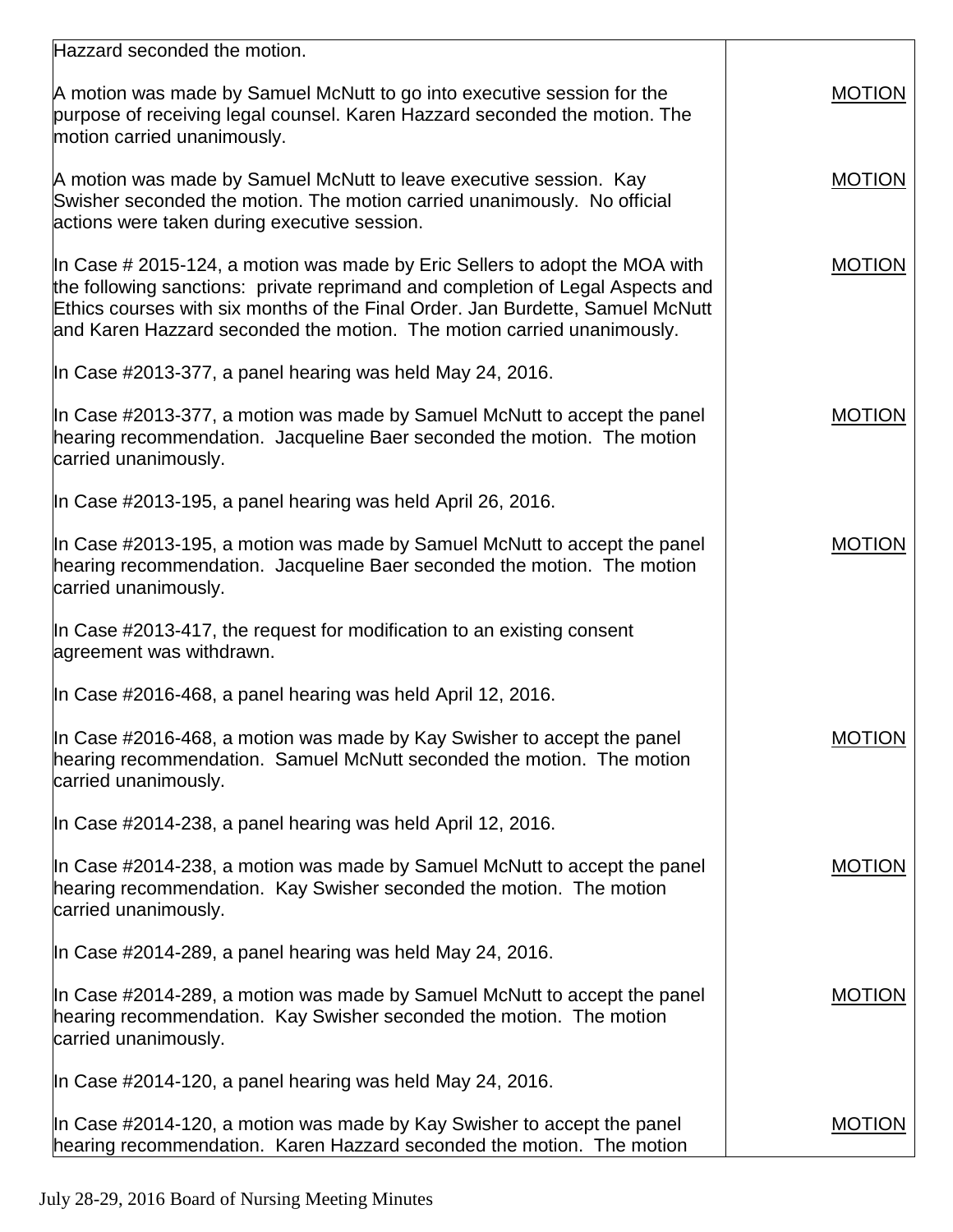| | |
|---|---|
| Hazzard seconded the motion. | |
| A motion was made by Samuel McNutt to go into executive session for the purpose of receiving legal counsel. Karen Hazzard seconded the motion. The motion carried unanimously. | MOTION |
| A motion was made by Samuel McNutt to leave executive session. Kay Swisher seconded the motion. The motion carried unanimously. No official actions were taken during executive session. | MOTION |
| In Case # 2015-124, a motion was made by Eric Sellers to adopt the MOA with the following sanctions: private reprimand and completion of Legal Aspects and Ethics courses with six months of the Final Order. Jan Burdette, Samuel McNutt and Karen Hazzard seconded the motion. The motion carried unanimously. | MOTION |
| In Case #2013-377, a panel hearing was held May 24, 2016. | |
| In Case #2013-377, a motion was made by Samuel McNutt to accept the panel hearing recommendation. Jacqueline Baer seconded the motion. The motion carried unanimously. | MOTION |
| In Case #2013-195, a panel hearing was held April 26, 2016. | |
| In Case #2013-195, a motion was made by Samuel McNutt to accept the panel hearing recommendation. Jacqueline Baer seconded the motion. The motion carried unanimously. | MOTION |
| In Case #2013-417, the request for modification to an existing consent agreement was withdrawn. | |
| In Case #2016-468, a panel hearing was held April 12, 2016. | |
| In Case #2016-468, a motion was made by Kay Swisher to accept the panel hearing recommendation. Samuel McNutt seconded the motion. The motion carried unanimously. | MOTION |
| In Case #2014-238, a panel hearing was held April 12, 2016. | |
| In Case #2014-238, a motion was made by Samuel McNutt to accept the panel hearing recommendation. Kay Swisher seconded the motion. The motion carried unanimously. | MOTION |
| In Case #2014-289, a panel hearing was held May 24, 2016. | |
| In Case #2014-289, a motion was made by Samuel McNutt to accept the panel hearing recommendation. Kay Swisher seconded the motion. The motion carried unanimously. | MOTION |
| In Case #2014-120, a panel hearing was held May 24, 2016. | |
| In Case #2014-120, a motion was made by Kay Swisher to accept the panel hearing recommendation. Karen Hazzard seconded the motion. The motion | MOTION |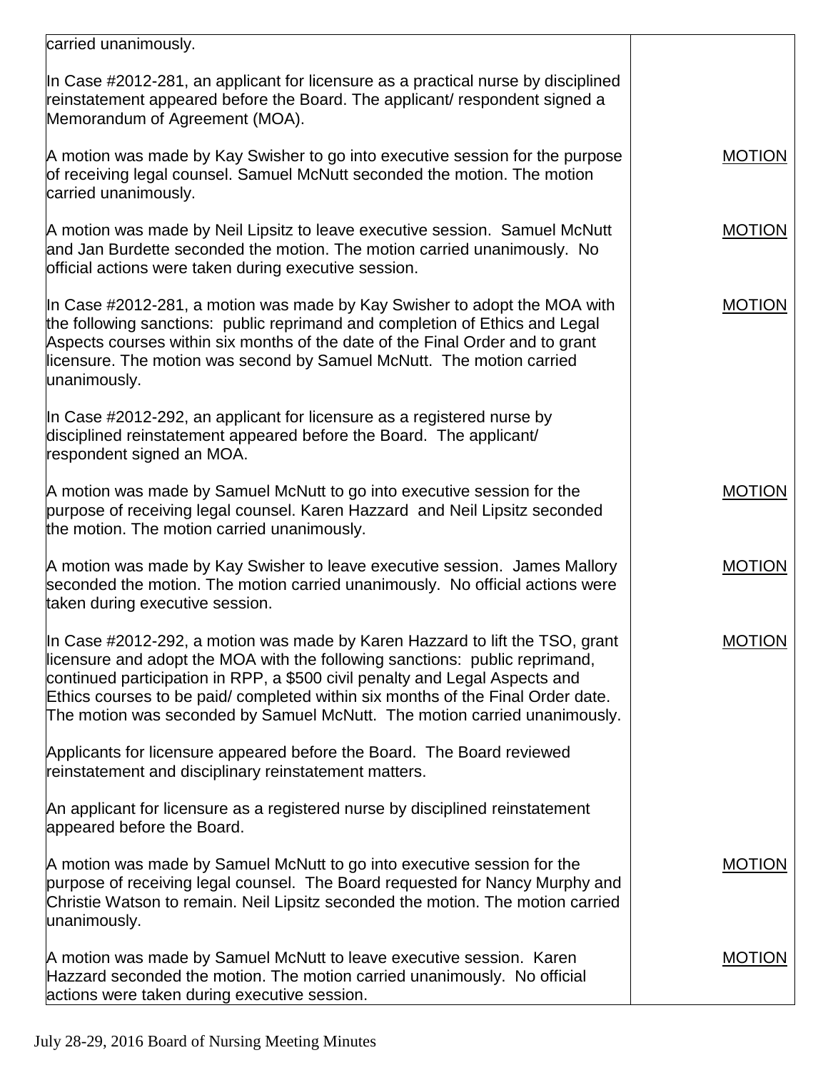| | |
|---|---|
| carried unanimously. | |
| In Case #2012-281, an applicant for licensure as a practical nurse by disciplined reinstatement appeared before the Board. The applicant/ respondent signed a Memorandum of Agreement (MOA). | |
| A motion was made by Kay Swisher to go into executive session for the purpose of receiving legal counsel. Samuel McNutt seconded the motion. The motion carried unanimously. | MOTION |
| A motion was made by Neil Lipsitz to leave executive session. Samuel McNutt and Jan Burdette seconded the motion. The motion carried unanimously. No official actions were taken during executive session. | MOTION |
| In Case #2012-281, a motion was made by Kay Swisher to adopt the MOA with the following sanctions: public reprimand and completion of Ethics and Legal Aspects courses within six months of the date of the Final Order and to grant licensure. The motion was second by Samuel McNutt. The motion carried unanimously. | MOTION |
| In Case #2012-292, an applicant for licensure as a registered nurse by disciplined reinstatement appeared before the Board. The applicant/ respondent signed an MOA. | |
| A motion was made by Samuel McNutt to go into executive session for the purpose of receiving legal counsel. Karen Hazzard and Neil Lipsitz seconded the motion. The motion carried unanimously. | MOTION |
| A motion was made by Kay Swisher to leave executive session. James Mallory seconded the motion. The motion carried unanimously. No official actions were taken during executive session. | MOTION |
| In Case #2012-292, a motion was made by Karen Hazzard to lift the TSO, grant licensure and adopt the MOA with the following sanctions: public reprimand, continued participation in RPP, a $500 civil penalty and Legal Aspects and Ethics courses to be paid/ completed within six months of the Final Order date. The motion was seconded by Samuel McNutt. The motion carried unanimously. | MOTION |
| Applicants for licensure appeared before the Board. The Board reviewed reinstatement and disciplinary reinstatement matters. | |
| An applicant for licensure as a registered nurse by disciplined reinstatement appeared before the Board. | |
| A motion was made by Samuel McNutt to go into executive session for the purpose of receiving legal counsel. The Board requested for Nancy Murphy and Christie Watson to remain. Neil Lipsitz seconded the motion. The motion carried unanimously. | MOTION |
| A motion was made by Samuel McNutt to leave executive session. Karen Hazzard seconded the motion. The motion carried unanimously. No official actions were taken during executive session. | MOTION |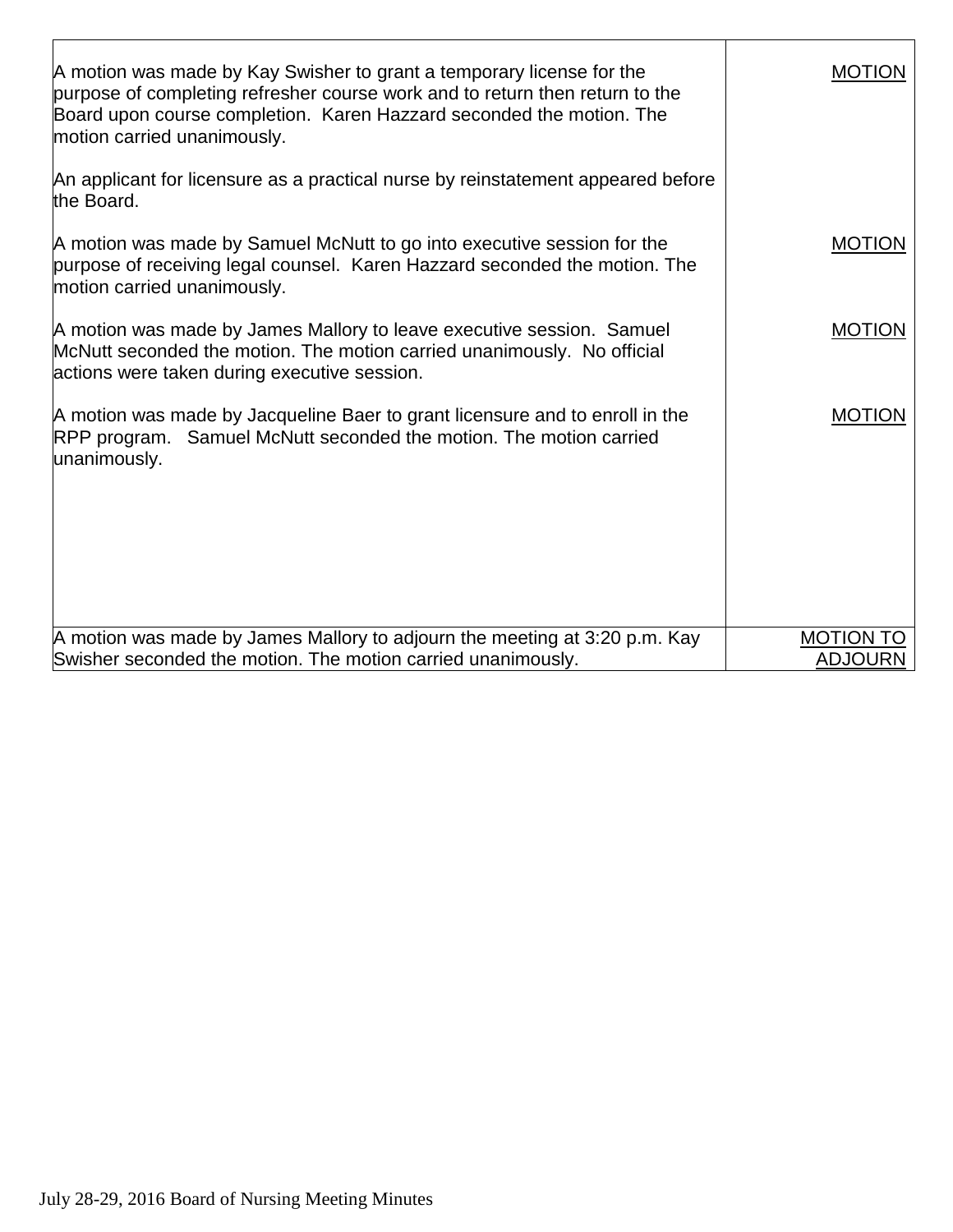| | |
|---|---|
| A motion was made by Kay Swisher to grant a temporary license for the purpose of completing refresher course work and to return then return to the Board upon course completion. Karen Hazzard seconded the motion. The motion carried unanimously. | MOTION |
| An applicant for licensure as a practical nurse by reinstatement appeared before the Board. | |
| A motion was made by Samuel McNutt to go into executive session for the purpose of receiving legal counsel. Karen Hazzard seconded the motion. The motion carried unanimously. | MOTION |
| A motion was made by James Mallory to leave executive session. Samuel McNutt seconded the motion. The motion carried unanimously. No official actions were taken during executive session. | MOTION |
| A motion was made by Jacqueline Baer to grant licensure and to enroll in the RPP program. Samuel McNutt seconded the motion. The motion carried unanimously. | MOTION |
| A motion was made by James Mallory to adjourn the meeting at 3:20 p.m. Kay Swisher seconded the motion. The motion carried unanimously. | MOTION TO ADJOURN |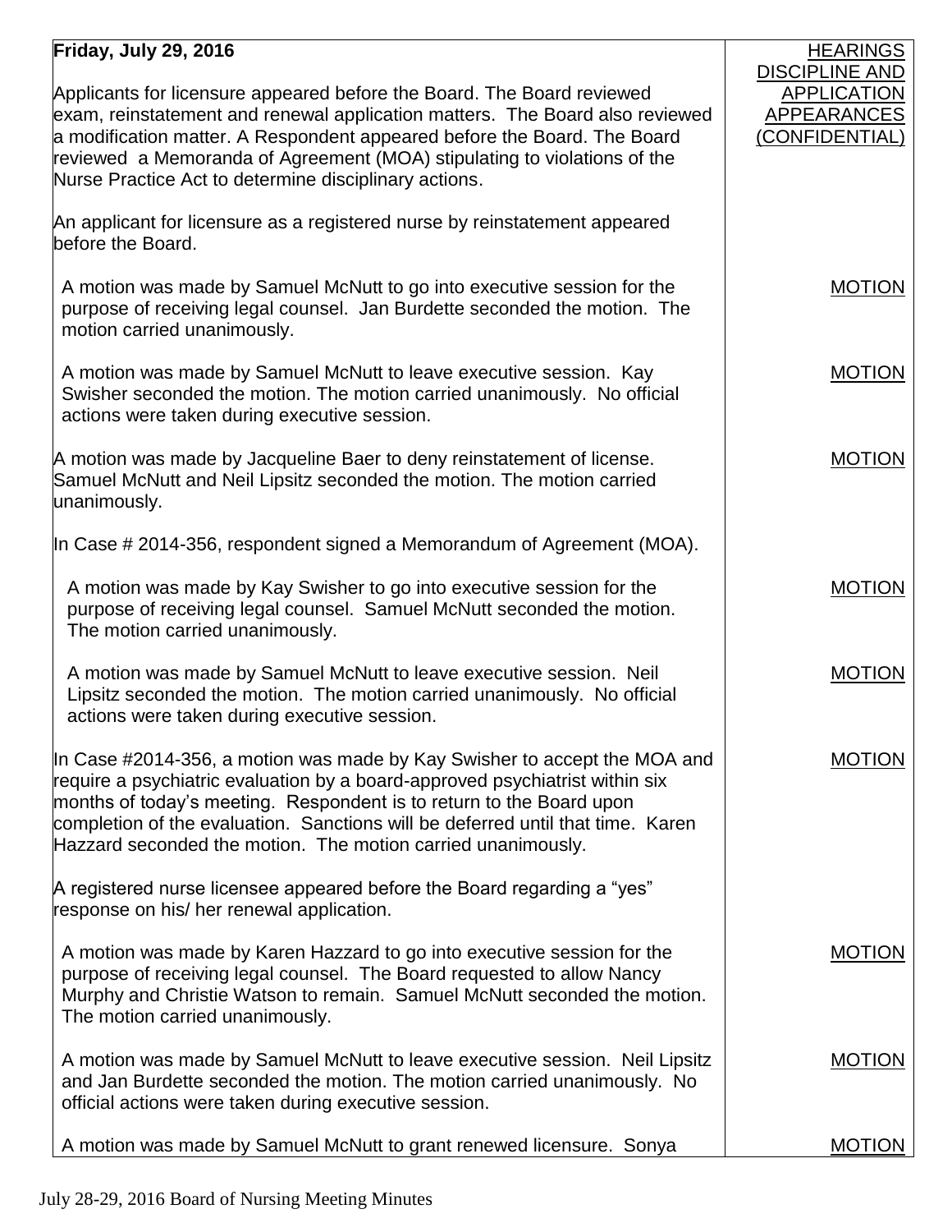| | |
|---|---|
| **Friday, July 29, 2016**<br><br>Applicants for licensure appeared before the Board. The Board reviewed exam, reinstatement and renewal application matters. The Board also reviewed a modification matter. A Respondent appeared before the Board. The Board reviewed a Memoranda of Agreement (MOA) stipulating to violations of the Nurse Practice Act to determine disciplinary actions. | HEARINGS DISCIPLINE AND APPLICATION APPEARANCES (CONFIDENTIAL) |
| An applicant for licensure as a registered nurse by reinstatement appeared before the Board. | |
| A motion was made by Samuel McNutt to go into executive session for the purpose of receiving legal counsel. Jan Burdette seconded the motion. The motion carried unanimously. | MOTION |
| A motion was made by Samuel McNutt to leave executive session. Kay Swisher seconded the motion. The motion carried unanimously. No official actions were taken during executive session. | MOTION |
| A motion was made by Jacqueline Baer to deny reinstatement of license. Samuel McNutt and Neil Lipsitz seconded the motion. The motion carried unanimously. | MOTION |
| In Case # 2014-356, respondent signed a Memorandum of Agreement (MOA). | |
| A motion was made by Kay Swisher to go into executive session for the purpose of receiving legal counsel. Samuel McNutt seconded the motion. The motion carried unanimously. | MOTION |
| A motion was made by Samuel McNutt to leave executive session. Neil Lipsitz seconded the motion. The motion carried unanimously. No official actions were taken during executive session. | MOTION |
| In Case #2014-356, a motion was made by Kay Swisher to accept the MOA and require a psychiatric evaluation by a board-approved psychiatrist within six months of today's meeting. Respondent is to return to the Board upon completion of the evaluation. Sanctions will be deferred until that time. Karen Hazzard seconded the motion. The motion carried unanimously. | MOTION |
| A registered nurse licensee appeared before the Board regarding a "yes" response on his/ her renewal application. | |
| A motion was made by Karen Hazzard to go into executive session for the purpose of receiving legal counsel. The Board requested to allow Nancy Murphy and Christie Watson to remain. Samuel McNutt seconded the motion. The motion carried unanimously. | MOTION |
| A motion was made by Samuel McNutt to leave executive session. Neil Lipsitz and Jan Burdette seconded the motion. The motion carried unanimously. No official actions were taken during executive session. | MOTION |
| A motion was made by Samuel McNutt to grant renewed licensure. Sonya | MOTION |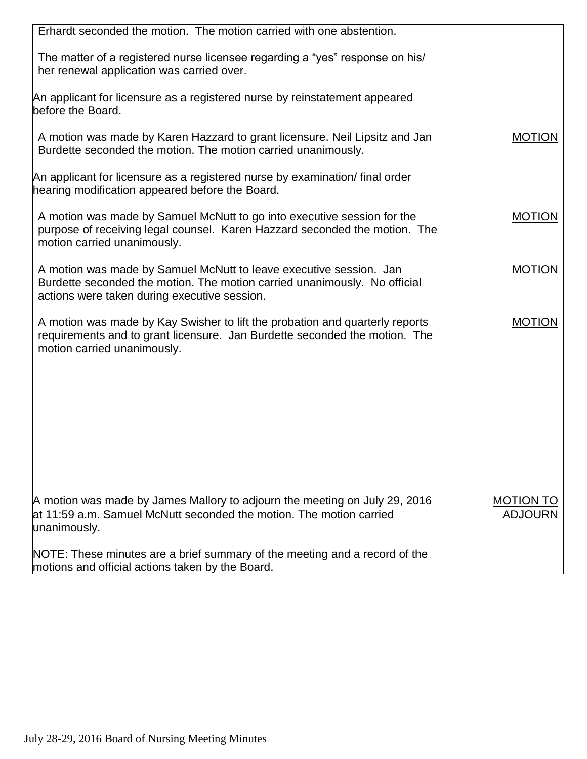| | |
|---|---|
| Erhardt seconded the motion. The motion carried with one abstention.<br><br>The matter of a registered nurse licensee regarding a "yes" response on his/ her renewal application was carried over.<br><br>An applicant for licensure as a registered nurse by reinstatement appeared before the Board. | |
| A motion was made by Karen Hazzard to grant licensure. Neil Lipsitz and Jan Burdette seconded the motion. The motion carried unanimously. | MOTION |
| An applicant for licensure as a registered nurse by examination/ final order hearing modification appeared before the Board. | |
| A motion was made by Samuel McNutt to go into executive session for the purpose of receiving legal counsel. Karen Hazzard seconded the motion. The motion carried unanimously. | MOTION |
| A motion was made by Samuel McNutt to leave executive session. Jan Burdette seconded the motion. The motion carried unanimously. No official actions were taken during executive session. | MOTION |
| A motion was made by Kay Swisher to lift the probation and quarterly reports requirements and to grant licensure. Jan Burdette seconded the motion. The motion carried unanimously. | MOTION |
| A motion was made by James Mallory to adjourn the meeting on July 29, 2016 at 11:59 a.m. Samuel McNutt seconded the motion. The motion carried unanimously.<br><br>NOTE: These minutes are a brief summary of the meeting and a record of the motions and official actions taken by the Board. | MOTION TO ADJOURN |